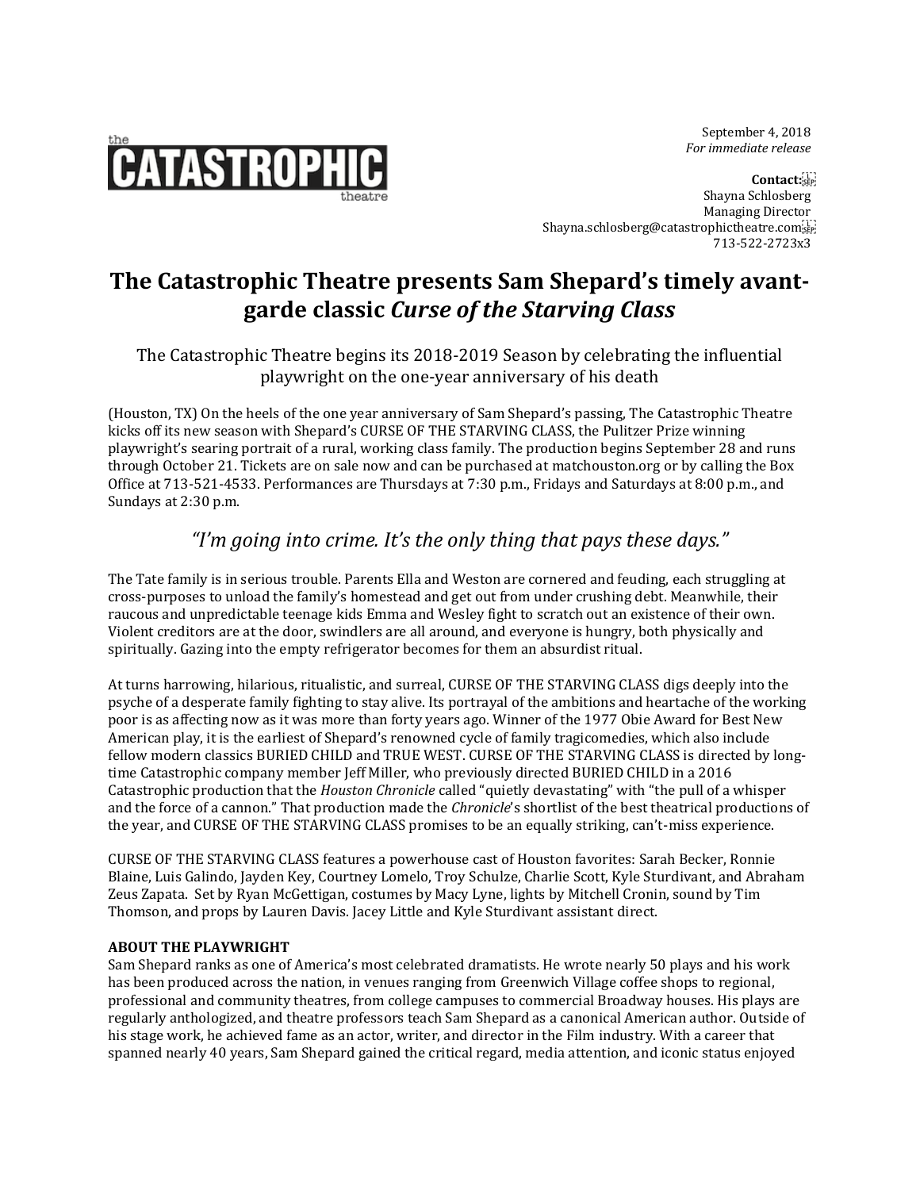the CATASTROPHIC theatre

September 4, 2018
*For immediate release*

**Contact:**
Shayna Schlosberg
Managing Director
Shayna.schlosberg@catastrophictheatre.com
713-522-2723x3

# The Catastrophic Theatre presents Sam Shepard's timely avant-garde classic *Curse of the Starving Class*

## The Catastrophic Theatre begins its 2018-2019 Season by celebrating the influential playwright on the one-year anniversary of his death

(Houston, TX) On the heels of the one year anniversary of Sam Shepard's passing, The Catastrophic Theatre kicks off its new season with Shepard's CURSE OF THE STARVING CLASS, the Pulitzer Prize winning playwright's searing portrait of a rural, working class family. The production begins September 28 and runs through October 21. Tickets are on sale now and can be purchased at matchouston.org or by calling the Box Office at 713-521-4533. Performances are Thursdays at 7:30 p.m., Fridays and Saturdays at 8:00 p.m., and Sundays at 2:30 p.m.

## *"I'm going into crime. It's the only thing that pays these days."*

The Tate family is in serious trouble. Parents Ella and Weston are cornered and feuding, each struggling at cross-purposes to unload the family's homestead and get out from under crushing debt. Meanwhile, their raucous and unpredictable teenage kids Emma and Wesley fight to scratch out an existence of their own. Violent creditors are at the door, swindlers are all around, and everyone is hungry, both physically and spiritually. Gazing into the empty refrigerator becomes for them an absurdist ritual.

At turns harrowing, hilarious, ritualistic, and surreal, CURSE OF THE STARVING CLASS digs deeply into the psyche of a desperate family fighting to stay alive. Its portrayal of the ambitions and heartache of the working poor is as affecting now as it was more than forty years ago. Winner of the 1977 Obie Award for Best New American play, it is the earliest of Shepard's renowned cycle of family tragicomedies, which also include fellow modern classics BURIED CHILD and TRUE WEST. CURSE OF THE STARVING CLASS is directed by long-time Catastrophic company member Jeff Miller, who previously directed BURIED CHILD in a 2016 Catastrophic production that the *Houston Chronicle* called "quietly devastating" with "the pull of a whisper and the force of a cannon." That production made the *Chronicle*'s shortlist of the best theatrical productions of the year, and CURSE OF THE STARVING CLASS promises to be an equally striking, can't-miss experience.

CURSE OF THE STARVING CLASS features a powerhouse cast of Houston favorites: Sarah Becker, Ronnie Blaine, Luis Galindo, Jayden Key, Courtney Lomelo, Troy Schulze, Charlie Scott, Kyle Sturdivant, and Abraham Zeus Zapata. Set by Ryan McGettigan, costumes by Macy Lyne, lights by Mitchell Cronin, sound by Tim Thomson, and props by Lauren Davis. Jacey Little and Kyle Sturdivant assistant direct.

**ABOUT THE PLAYWRIGHT**

Sam Shepard ranks as one of America's most celebrated dramatists. He wrote nearly 50 plays and his work has been produced across the nation, in venues ranging from Greenwich Village coffee shops to regional, professional and community theatres, from college campuses to commercial Broadway houses. His plays are regularly anthologized, and theatre professors teach Sam Shepard as a canonical American author. Outside of his stage work, he achieved fame as an actor, writer, and director in the Film industry. With a career that spanned nearly 40 years, Sam Shepard gained the critical regard, media attention, and iconic status enjoyed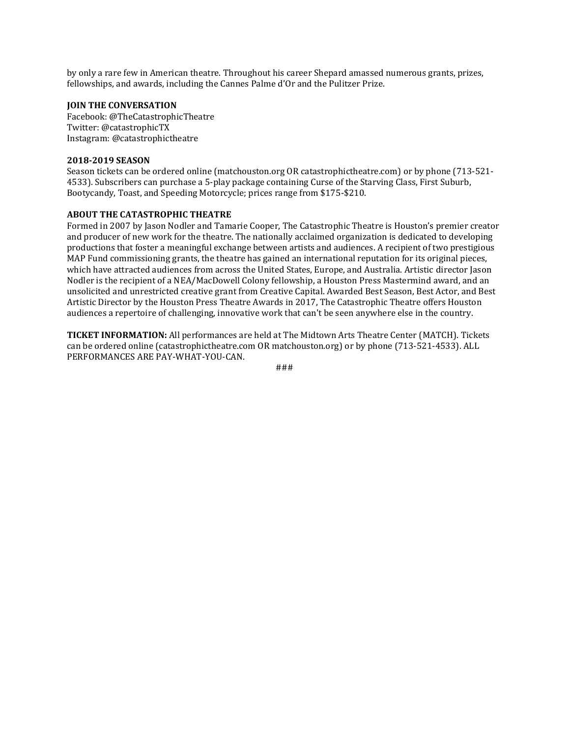by only a rare few in American theatre. Throughout his career Shepard amassed numerous grants, prizes, fellowships, and awards, including the Cannes Palme d'Or and the Pulitzer Prize.

**JOIN THE CONVERSATION**
Facebook: @TheCatastrophicTheatre
Twitter: @catastrophicTX
Instagram: @catastrophictheatre

**2018-2019 SEASON**
Season tickets can be ordered online (matchouston.org OR catastrophictheatre.com) or by phone (713-521-4533). Subscribers can purchase a 5-play package containing Curse of the Starving Class, First Suburb, Bootycandy, Toast, and Speeding Motorcycle; prices range from $175-$210.

**ABOUT THE CATASTROPHIC THEATRE**
Formed in 2007 by Jason Nodler and Tamarie Cooper, The Catastrophic Theatre is Houston's premier creator and producer of new work for the theatre. The nationally acclaimed organization is dedicated to developing productions that foster a meaningful exchange between artists and audiences. A recipient of two prestigious MAP Fund commissioning grants, the theatre has gained an international reputation for its original pieces, which have attracted audiences from across the United States, Europe, and Australia. Artistic director Jason Nodler is the recipient of a NEA/MacDowell Colony fellowship, a Houston Press Mastermind award, and an unsolicited and unrestricted creative grant from Creative Capital. Awarded Best Season, Best Actor, and Best Artistic Director by the Houston Press Theatre Awards in 2017, The Catastrophic Theatre offers Houston audiences a repertoire of challenging, innovative work that can't be seen anywhere else in the country.

**TICKET INFORMATION:** All performances are held at The Midtown Arts Theatre Center (MATCH). Tickets can be ordered online (catastrophictheatre.com OR matchouston.org) or by phone (713-521-4533). ALL PERFORMANCES ARE PAY-WHAT-YOU-CAN.

###